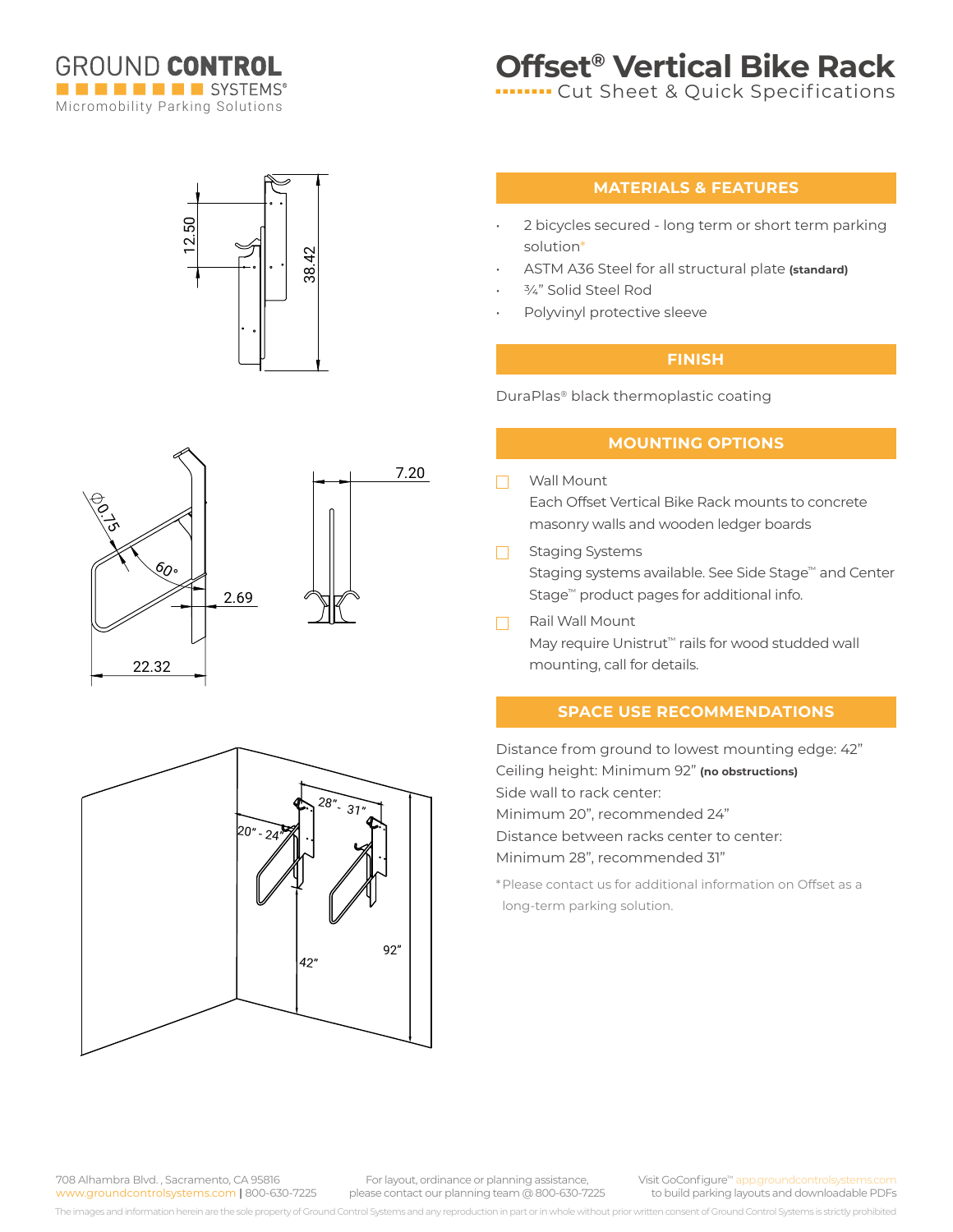GROUND CONTROL SYSTEMS®
Micromobility Parking Solutions

# Offset® Vertical Bike Rack

Cut Sheet & Quick Specifications

12.50
38.42
Ø0.75
60°
2.69
22.32
7.20
28" - 31"
20" - 24"
42"
92"

## MATERIALS & FEATURES

- 2 bicycles secured - long term or short term parking solution*
- ASTM A36 Steel for all structural plate **(standard)**
- ¾" Solid Steel Rod
- Polyvinyl protective sleeve

## FINISH

DuraPlas® black thermoplastic coating

## MOUNTING OPTIONS

- ☐ Wall Mount
  Each Offset Vertical Bike Rack mounts to concrete masonry walls and wooden ledger boards
- ☐ Staging Systems
  Staging systems available. See Side Stage™ and Center Stage™ product pages for additional info.
- ☐ Rail Wall Mount
  May require Unistrut™ rails for wood studded wall mounting, call for details.

## SPACE USE RECOMMENDATIONS

Distance from ground to lowest mounting edge: 42"
Ceiling height: Minimum 92" **(no obstructions)**
Side wall to rack center:
Minimum 20", recommended 24"
Distance between racks center to center:
Minimum 28", recommended 31"

*Please contact us for additional information on Offset as a long-term parking solution.

708 Alhambra Blvd., Sacramento, CA 95816
www.groundcontrolsystems.com | 800-630-7225

For layout, ordinance or planning assistance, please contact our planning team @ 800-630-7225

Visit GoConfigure™ app.groundcontrolsystems.com to build parking layouts and downloadable PDFs

The images and information herein are the sole property of Ground Control Systems and any reproduction in part or in whole without prior written consent of Ground Control Systems is strictly prohibited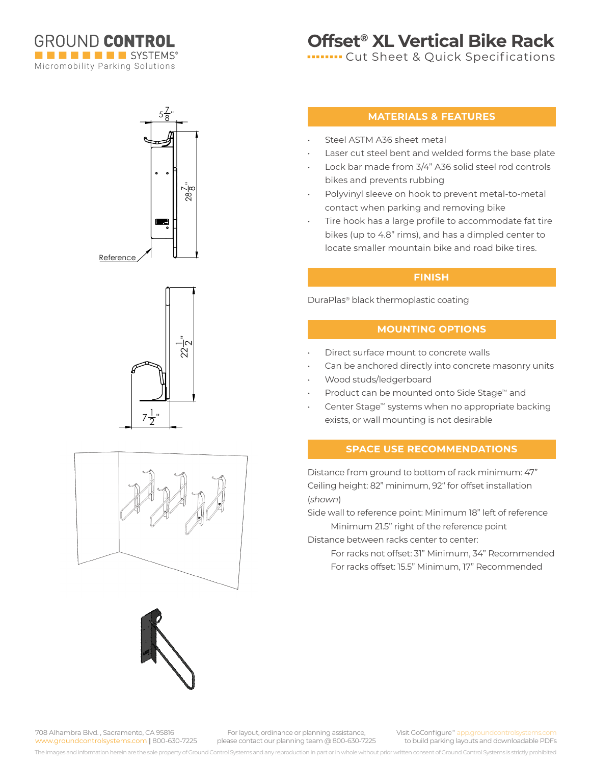GROUND CONTROL SYSTEMS®
Micromobility Parking Solutions

# Offset® XL Vertical Bike Rack

Cut Sheet & Quick Specifications

5 7/8"

28 7/8"

Reference

22 1/2"

7 1/2"

## MATERIALS & FEATURES

- Steel ASTM A36 sheet metal
- Laser cut steel bent and welded forms the base plate
- Lock bar made from 3/4" A36 solid steel rod controls bikes and prevents rubbing
- Polyvinyl sleeve on hook to prevent metal-to-metal contact when parking and removing bike
- Tire hook has a large profile to accommodate fat tire bikes (up to 4.8" rims), and has a dimpled center to locate smaller mountain bike and road bike tires.

## FINISH

DuraPlas® black thermoplastic coating

## MOUNTING OPTIONS

- Direct surface mount to concrete walls
- Can be anchored directly into concrete masonry units
- Wood studs/ledgerboard
- Product can be mounted onto Side Stage™ and
- Center Stage™ systems when no appropriate backing exists, or wall mounting is not desirable

## SPACE USE RECOMMENDATIONS

Distance from ground to bottom of rack minimum: 47"
Ceiling height: 82" minimum, 92" for offset installation (*shown*)
Side wall to reference point: Minimum 18" left of reference
Minimum 21.5" right of the reference point
Distance between racks center to center:
For racks not offset: 31" Minimum, 34" Recommended
For racks offset: 15.5" Minimum, 17" Recommended

708 Alhambra Blvd. , Sacramento, CA 95816
www.groundcontrolsystems.com | 800-630-7225

For layout, ordinance or planning assistance, please contact our planning team @ 800-630-7225

Visit GoConfigure™ app.groundcontrolsystems.com to build parking layouts and downloadable PDFs

The images and information herein are the sole property of Ground Control Systems and any reproduction in part or in whole without prior written consent of Ground Control Systems is strictly prohibited